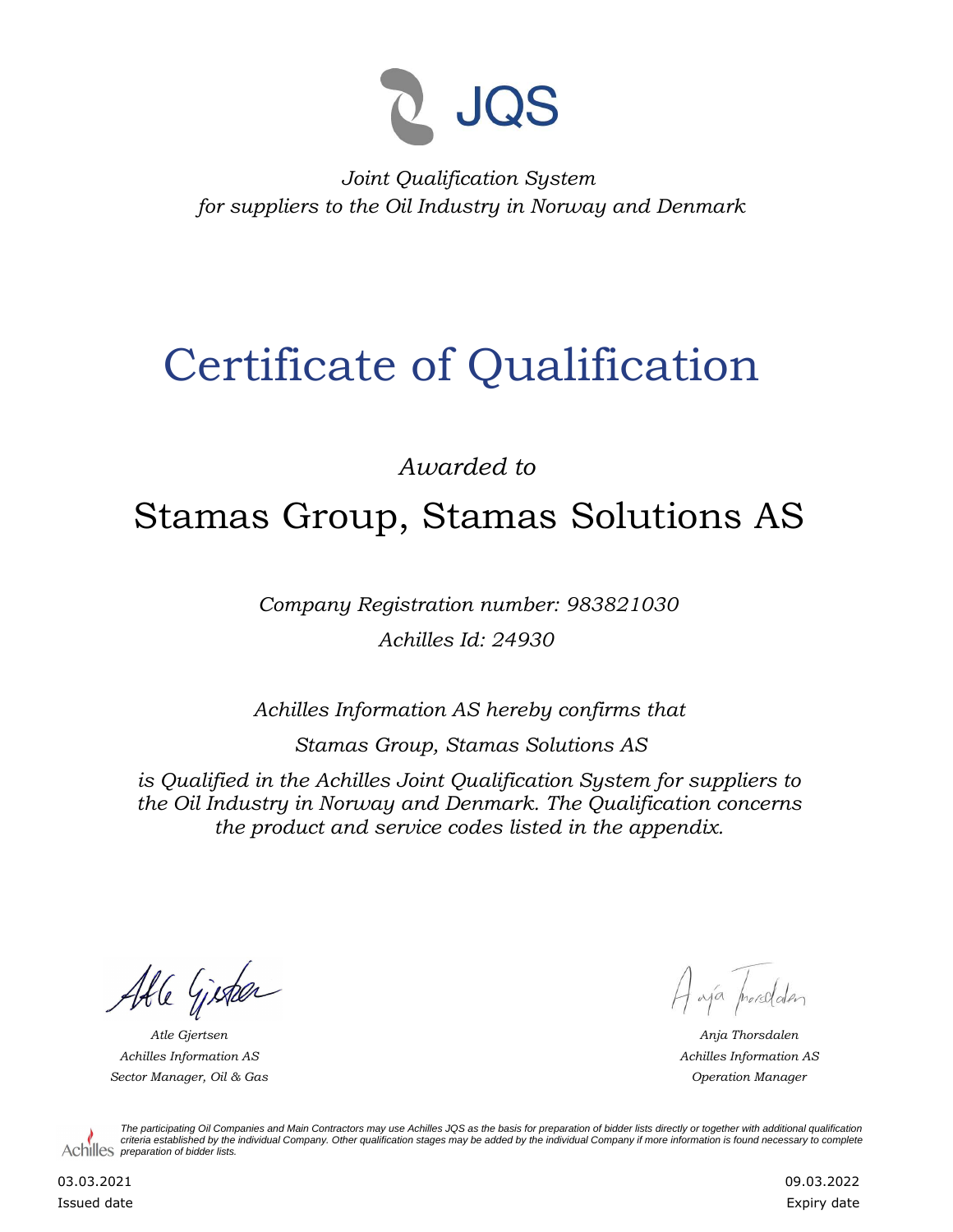JQS

*Joint Qualification System*
*for suppliers to the Oil Industry in Norway and Denmark*

# Certificate of Qualification

*Awarded to*

## Stamas Group, Stamas Solutions AS

*Company Registration number: 983821030*

*Achilles Id: 24930*

*Achilles Information AS hereby confirms that*

*Stamas Group, Stamas Solutions AS*

*is Qualified in the Achilles Joint Qualification System for suppliers to the Oil Industry in Norway and Denmark. The Qualification concerns the product and service codes listed in the appendix.*

*Atle Gjertsen*
*Achilles Information AS*
*Sector Manager, Oil & Gas*

*Anja Thorsdalen*
*Achilles Information AS*
*Operation Manager*

Achilles

*The participating Oil Companies and Main Contractors may use Achilles JQS as the basis for preparation of bidder lists directly or together with additional qualification criteria established by the individual Company. Other qualification stages may be added by the individual Company if more information is found necessary to complete preparation of bidder lists.*

03.03.2021
Issued date

09.03.2022
Expiry date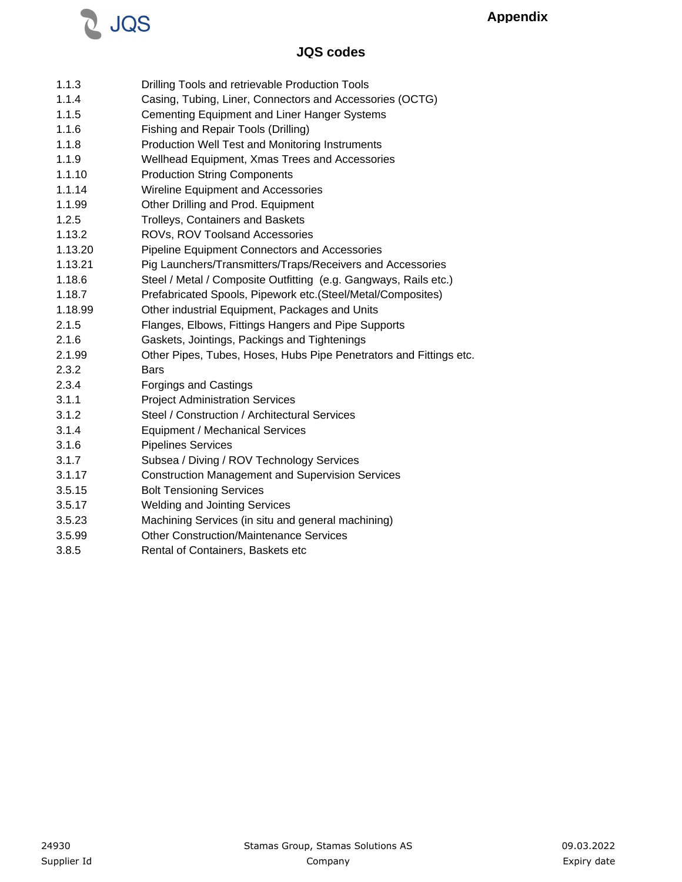JQS

**Appendix**

## JQS codes

| | |
|---|---|
| 1.1.3 | Drilling Tools and retrievable Production Tools |
| 1.1.4 | Casing, Tubing, Liner, Connectors and Accessories (OCTG) |
| 1.1.5 | Cementing Equipment and Liner Hanger Systems |
| 1.1.6 | Fishing and Repair Tools (Drilling) |
| 1.1.8 | Production Well Test and Monitoring Instruments |
| 1.1.9 | Wellhead Equipment, Xmas Trees and Accessories |
| 1.1.10 | Production String Components |
| 1.1.14 | Wireline Equipment and Accessories |
| 1.1.99 | Other Drilling and Prod. Equipment |
| 1.2.5 | Trolleys, Containers and Baskets |
| 1.13.2 | ROVs, ROV Toolsand Accessories |
| 1.13.20 | Pipeline Equipment Connectors and Accessories |
| 1.13.21 | Pig Launchers/Transmitters/Traps/Receivers and Accessories |
| 1.18.6 | Steel / Metal / Composite Outfitting (e.g. Gangways, Rails etc.) |
| 1.18.7 | Prefabricated Spools, Pipework etc.(Steel/Metal/Composites) |
| 1.18.99 | Other industrial Equipment, Packages and Units |
| 2.1.5 | Flanges, Elbows, Fittings Hangers and Pipe Supports |
| 2.1.6 | Gaskets, Jointings, Packings and Tightenings |
| 2.1.99 | Other Pipes, Tubes, Hoses, Hubs Pipe Penetrators and Fittings etc. |
| 2.3.2 | Bars |
| 2.3.4 | Forgings and Castings |
| 3.1.1 | Project Administration Services |
| 3.1.2 | Steel / Construction / Architectural Services |
| 3.1.4 | Equipment / Mechanical Services |
| 3.1.6 | Pipelines Services |
| 3.1.7 | Subsea / Diving / ROV Technology Services |
| 3.1.17 | Construction Management and Supervision Services |
| 3.5.15 | Bolt Tensioning Services |
| 3.5.17 | Welding and Jointing Services |
| 3.5.23 | Machining Services (in situ and general machining) |
| 3.5.99 | Other Construction/Maintenance Services |
| 3.8.5 | Rental of Containers, Baskets etc |

| Supplier Id | Company | Expiry date |
|---|---|---|
| 24930 | Stamas Group, Stamas Solutions AS | 09.03.2022 |